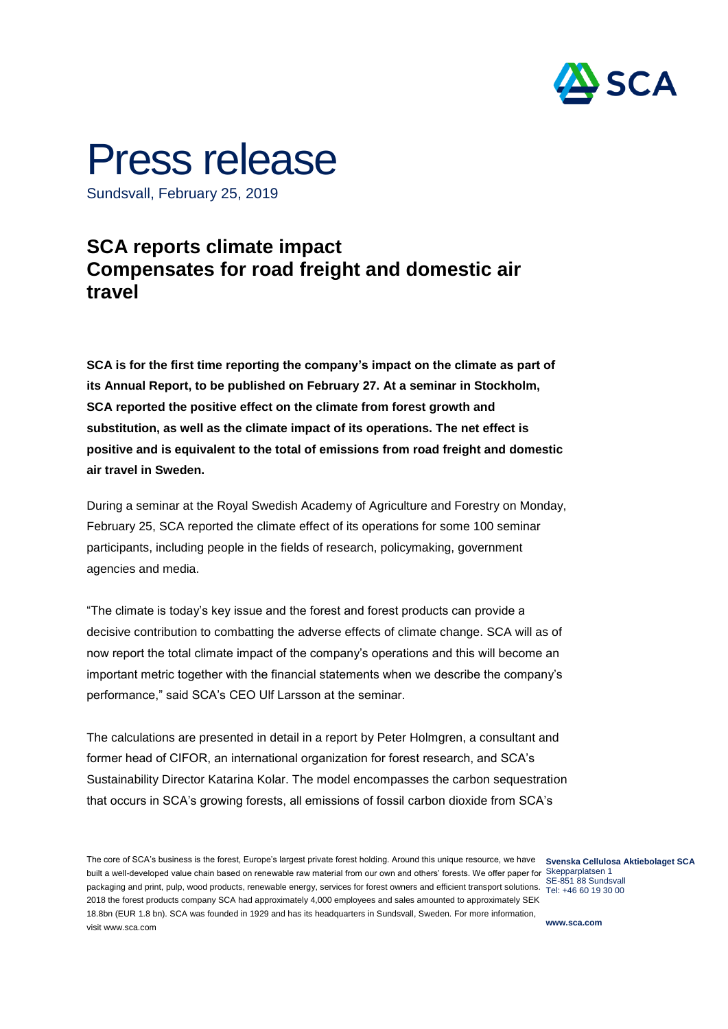# Press release

Sundsvall, February 25, 2019

## SCA reports climate impact
## Compensates for road freight and domestic air travel

**SCA is for the first time reporting the company's impact on the climate as part of its Annual Report, to be published on February 27. At a seminar in Stockholm, SCA reported the positive effect on the climate from forest growth and substitution, as well as the climate impact of its operations. The net effect is positive and is equivalent to the total of emissions from road freight and domestic air travel in Sweden.**

During a seminar at the Royal Swedish Academy of Agriculture and Forestry on Monday, February 25, SCA reported the climate effect of its operations for some 100 seminar participants, including people in the fields of research, policymaking, government agencies and media.

"The climate is today's key issue and the forest and forest products can provide a decisive contribution to combatting the adverse effects of climate change. SCA will as of now report the total climate impact of the company's operations and this will become an important metric together with the financial statements when we describe the company's performance," said SCA's CEO Ulf Larsson at the seminar.

The calculations are presented in detail in a report by Peter Holmgren, a consultant and former head of CIFOR, an international organization for forest research, and SCA's Sustainability Director Katarina Kolar. The model encompasses the carbon sequestration that occurs in SCA's growing forests, all emissions of fossil carbon dioxide from SCA's

The core of SCA's business is the forest, Europe's largest private forest holding. Around this unique resource, we have built a well-developed value chain based on renewable raw material from our own and others' forests. We offer paper for packaging and print, pulp, wood products, renewable energy, services for forest owners and efficient transport solutions. 2018 the forest products company SCA had approximately 4,000 employees and sales amounted to approximately SEK 18.8bn (EUR 1.8 bn). SCA was founded in 1929 and has its headquarters in Sundsvall, Sweden. For more information, visit www.sca.com

**Svenska Cellulosa Aktiebolaget SCA**
Skepparplatsen 1
SE-851 88 Sundsvall
Tel: +46 60 19 30 00

**www.sca.com**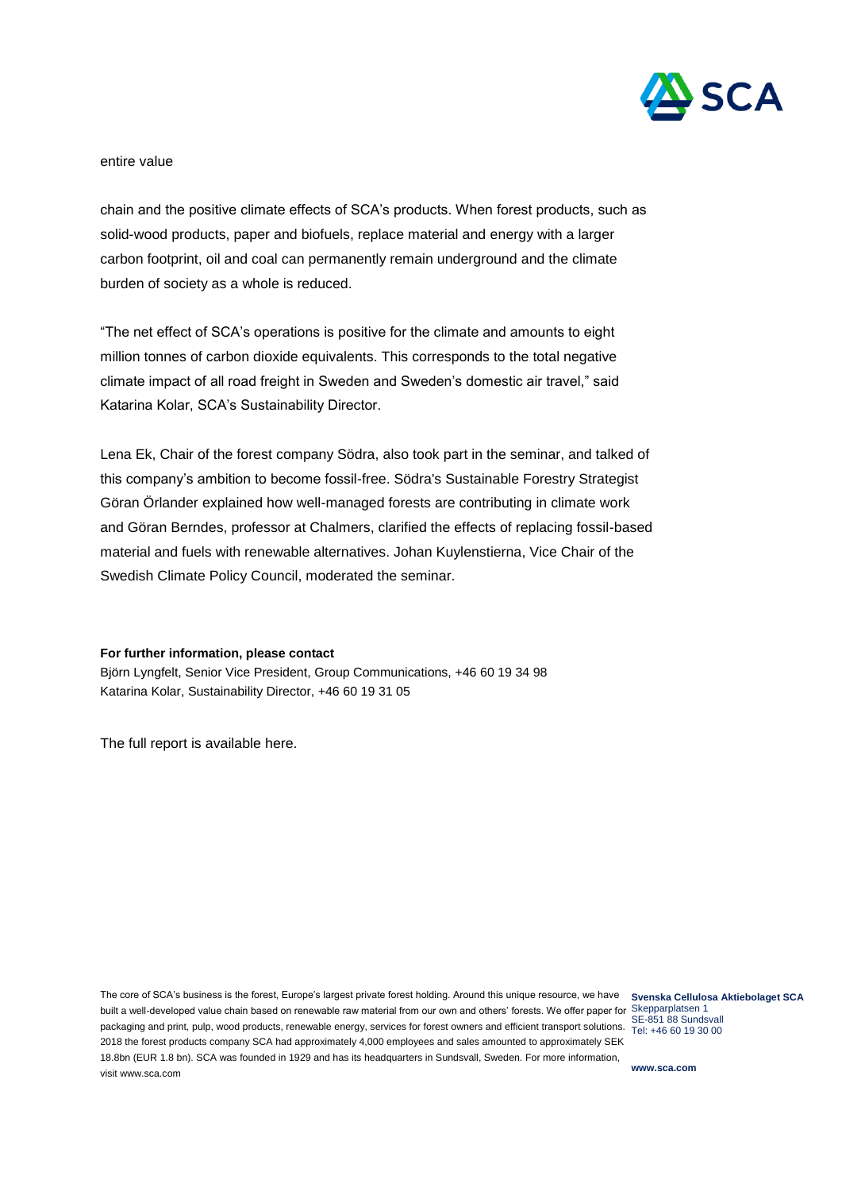entire value

chain and the positive climate effects of SCA's products. When forest products, such as solid-wood products, paper and biofuels, replace material and energy with a larger carbon footprint, oil and coal can permanently remain underground and the climate burden of society as a whole is reduced.

"The net effect of SCA's operations is positive for the climate and amounts to eight million tonnes of carbon dioxide equivalents. This corresponds to the total negative climate impact of all road freight in Sweden and Sweden's domestic air travel," said Katarina Kolar, SCA's Sustainability Director.

Lena Ek, Chair of the forest company Södra, also took part in the seminar, and talked of this company's ambition to become fossil-free. Södra's Sustainable Forestry Strategist Göran Örlander explained how well-managed forests are contributing in climate work and Göran Berndes, professor at Chalmers, clarified the effects of replacing fossil-based material and fuels with renewable alternatives. Johan Kuylenstierna, Vice Chair of the Swedish Climate Policy Council, moderated the seminar.

**For further information, please contact**
Björn Lyngfelt, Senior Vice President, Group Communications, +46 60 19 34 98
Katarina Kolar, Sustainability Director, +46 60 19 31 05

The full report is available here.

The core of SCA's business is the forest, Europe's largest private forest holding. Around this unique resource, we have built a well-developed value chain based on renewable raw material from our own and others' forests. We offer paper for packaging and print, pulp, wood products, renewable energy, services for forest owners and efficient transport solutions. 2018 the forest products company SCA had approximately 4,000 employees and sales amounted to approximately SEK 18.8bn (EUR 1.8 bn). SCA was founded in 1929 and has its headquarters in Sundsvall, Sweden. For more information, visit www.sca.com

**Svenska Cellulosa Aktiebolaget SCA**
Skepparplatsen 1
SE-851 88 Sundsvall
Tel: +46 60 19 30 00

**www.sca.com**